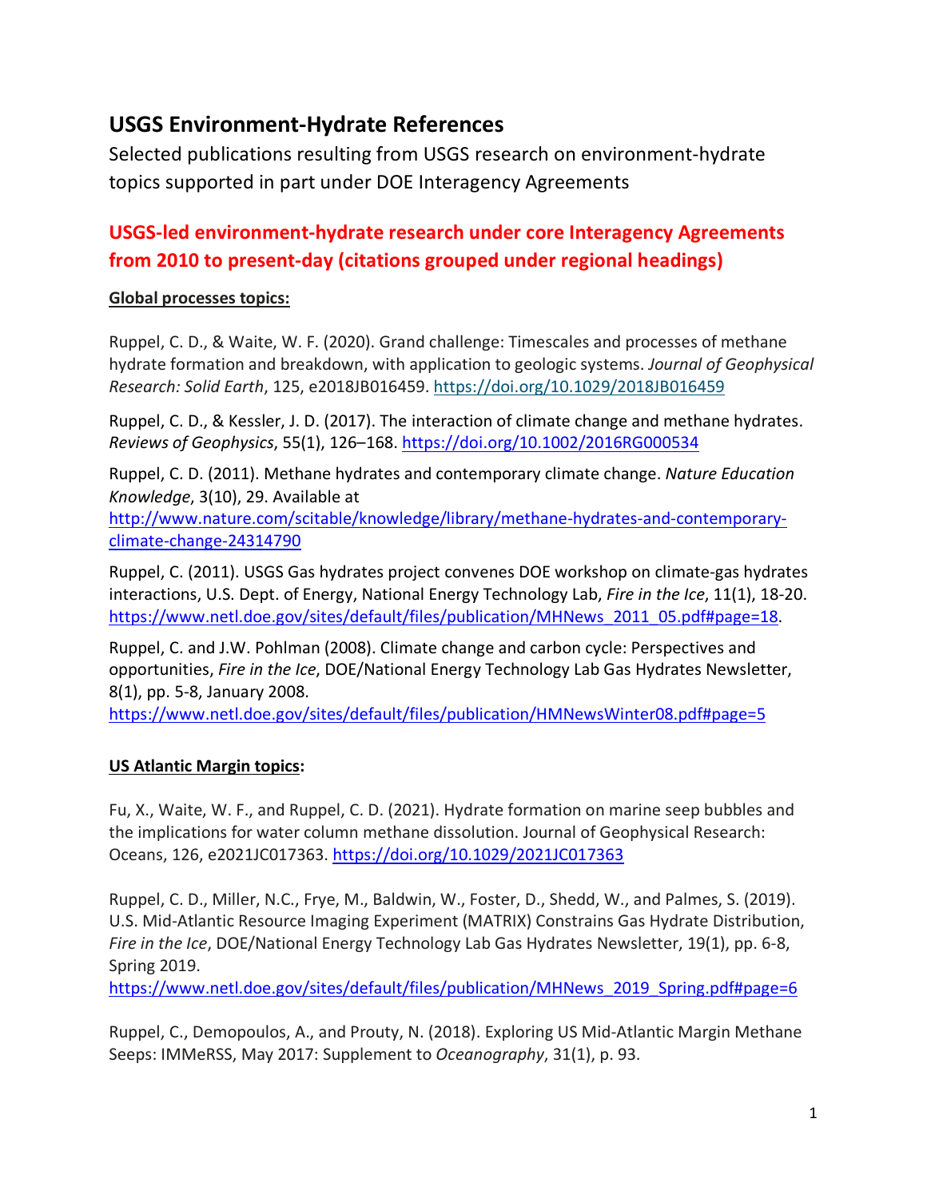# USGS Environment-Hydrate References

Selected publications resulting from USGS research on environment-hydrate topics supported in part under DOE Interagency Agreements

## USGS-led environment-hydrate research under core Interagency Agreements from 2010 to present-day (citations grouped under regional headings)

### Global processes topics:

Ruppel, C. D., & Waite, W. F. (2020). Grand challenge: Timescales and processes of methane hydrate formation and breakdown, with application to geologic systems. *Journal of Geophysical Research: Solid Earth*, 125, e2018JB016459. https://doi.org/10.1029/2018JB016459

Ruppel, C. D., & Kessler, J. D. (2017). The interaction of climate change and methane hydrates. *Reviews of Geophysics*, 55(1), 126–168. https://doi.org/10.1002/2016RG000534

Ruppel, C. D. (2011). Methane hydrates and contemporary climate change. *Nature Education Knowledge*, 3(10), 29. Available at http://www.nature.com/scitable/knowledge/library/methane-hydrates-and-contemporary-climate-change-24314790

Ruppel, C. (2011). USGS Gas hydrates project convenes DOE workshop on climate-gas hydrates interactions, U.S. Dept. of Energy, National Energy Technology Lab, *Fire in the Ice*, 11(1), 18-20. https://www.netl.doe.gov/sites/default/files/publication/MHNews_2011_05.pdf#page=18.

Ruppel, C. and J.W. Pohlman (2008). Climate change and carbon cycle: Perspectives and opportunities, *Fire in the Ice*, DOE/National Energy Technology Lab Gas Hydrates Newsletter, 8(1), pp. 5-8, January 2008. https://www.netl.doe.gov/sites/default/files/publication/HMNewsWinter08.pdf#page=5

### US Atlantic Margin topics:

Fu, X., Waite, W. F., and Ruppel, C. D. (2021). Hydrate formation on marine seep bubbles and the implications for water column methane dissolution. Journal of Geophysical Research: Oceans, 126, e2021JC017363. https://doi.org/10.1029/2021JC017363

Ruppel, C. D., Miller, N.C., Frye, M., Baldwin, W., Foster, D., Shedd, W., and Palmes, S. (2019). U.S. Mid-Atlantic Resource Imaging Experiment (MATRIX) Constrains Gas Hydrate Distribution, *Fire in the Ice*, DOE/National Energy Technology Lab Gas Hydrates Newsletter, 19(1), pp. 6-8, Spring 2019. https://www.netl.doe.gov/sites/default/files/publication/MHNews_2019_Spring.pdf#page=6

Ruppel, C., Demopoulos, A., and Prouty, N. (2018). Exploring US Mid-Atlantic Margin Methane Seeps: IMMeRSS, May 2017: Supplement to *Oceanography*, 31(1), p. 93.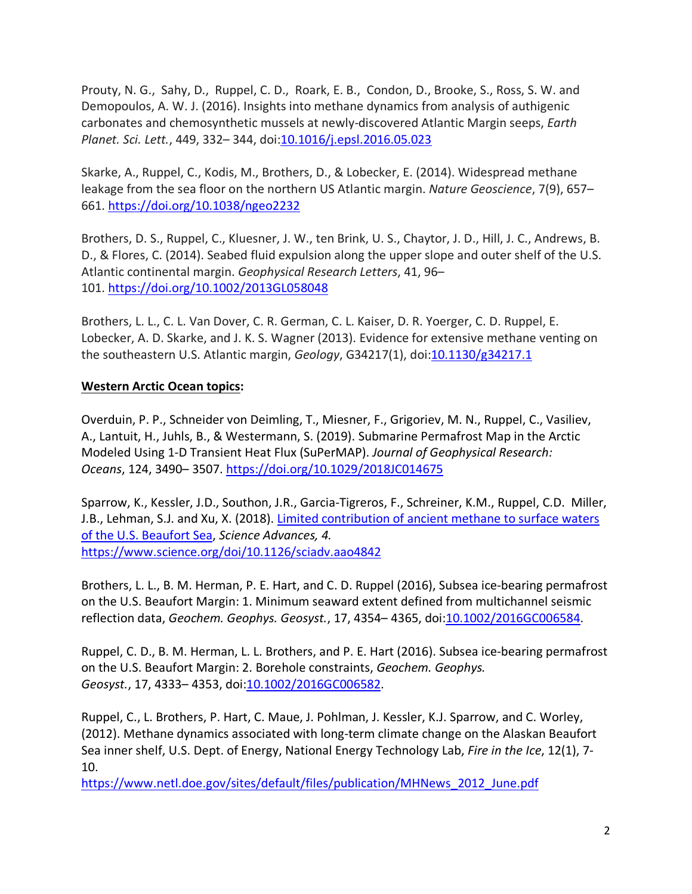Prouty, N. G., Sahy, D., Ruppel, C. D., Roark, E. B., Condon, D., Brooke, S., Ross, S. W. and Demopoulos, A. W. J. (2016). Insights into methane dynamics from analysis of authigenic carbonates and chemosynthetic mussels at newly-discovered Atlantic Margin seeps, *Earth Planet. Sci. Lett.*, 449, 332– 344, doi:[10.1016/j.epsl.2016.05.023](10.1016/j.epsl.2016.05.023)

Skarke, A., Ruppel, C., Kodis, M., Brothers, D., & Lobecker, E. (2014). Widespread methane leakage from the sea floor on the northern US Atlantic margin. *Nature Geoscience*, 7(9), 657–661. https://doi.org/10.1038/ngeo2232

Brothers, D. S., Ruppel, C., Kluesner, J. W., ten Brink, U. S., Chaytor, J. D., Hill, J. C., Andrews, B. D., & Flores, C. (2014). Seabed fluid expulsion along the upper slope and outer shelf of the U.S. Atlantic continental margin. *Geophysical Research Letters*, 41, 96–101. https://doi.org/10.1002/2013GL058048

Brothers, L. L., C. L. Van Dover, C. R. German, C. L. Kaiser, D. R. Yoerger, C. D. Ruppel, E. Lobecker, A. D. Skarke, and J. K. S. Wagner (2013). Evidence for extensive methane venting on the southeastern U.S. Atlantic margin, *Geology*, G34217(1), doi:[10.1130/g34217.1](10.1130/g34217.1)

**Western Arctic Ocean topics:**

Overduin, P. P., Schneider von Deimling, T., Miesner, F., Grigoriev, M. N., Ruppel, C., Vasiliev, A., Lantuit, H., Juhls, B., & Westermann, S. (2019). Submarine Permafrost Map in the Arctic Modeled Using 1-D Transient Heat Flux (SuPerMAP). *Journal of Geophysical Research: Oceans*, 124, 3490– 3507. https://doi.org/10.1029/2018JC014675

Sparrow, K., Kessler, J.D., Southon, J.R., Garcia-Tigreros, F., Schreiner, K.M., Ruppel, C.D. Miller, J.B., Lehman, S.J. and Xu, X. (2018). [Limited contribution of ancient methane to surface waters of the U.S. Beaufort Sea](https://www.science.org/doi/10.1126/sciadv.aao4842), *Science Advances, 4.* https://www.science.org/doi/10.1126/sciadv.aao4842

Brothers, L. L., B. M. Herman, P. E. Hart, and C. D. Ruppel (2016), Subsea ice-bearing permafrost on the U.S. Beaufort Margin: 1. Minimum seaward extent defined from multichannel seismic reflection data, *Geochem. Geophys. Geosyst.*, 17, 4354– 4365, doi:[10.1002/2016GC006584](10.1002/2016GC006584).

Ruppel, C. D., B. M. Herman, L. L. Brothers, and P. E. Hart (2016). Subsea ice-bearing permafrost on the U.S. Beaufort Margin: 2. Borehole constraints, *Geochem. Geophys. Geosyst.*, 17, 4333– 4353, doi:[10.1002/2016GC006582](10.1002/2016GC006582).

Ruppel, C., L. Brothers, P. Hart, C. Maue, J. Pohlman, J. Kessler, K.J. Sparrow, and C. Worley, (2012). Methane dynamics associated with long-term climate change on the Alaskan Beaufort Sea inner shelf, U.S. Dept. of Energy, National Energy Technology Lab, *Fire in the Ice*, 12(1), 7-10.
https://www.netl.doe.gov/sites/default/files/publication/MHNews_2012_June.pdf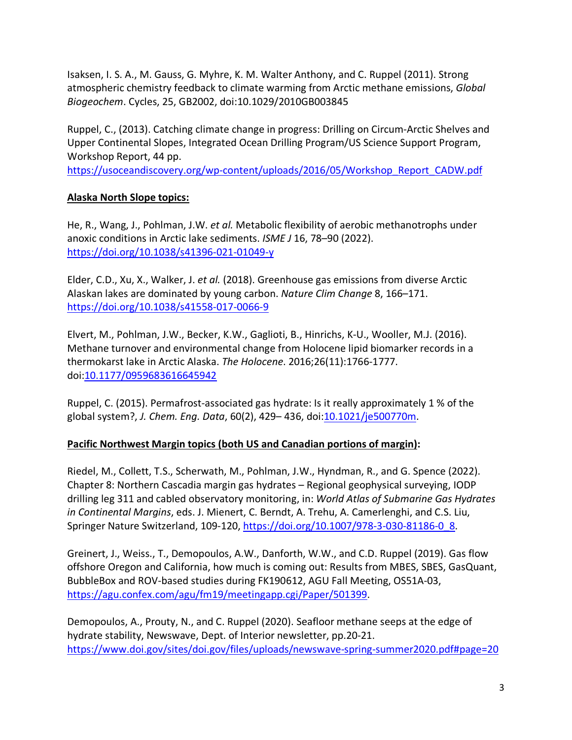Isaksen, I. S. A., M. Gauss, G. Myhre, K. M. Walter Anthony, and C. Ruppel (2011). Strong atmospheric chemistry feedback to climate warming from Arctic methane emissions, *Global Biogeochem*. Cycles, 25, GB2002, doi:10.1029/2010GB003845

Ruppel, C., (2013). Catching climate change in progress: Drilling on Circum-Arctic Shelves and Upper Continental Slopes, Integrated Ocean Drilling Program/US Science Support Program, Workshop Report, 44 pp. https://usoceandiscovery.org/wp-content/uploads/2016/05/Workshop_Report_CADW.pdf

**Alaska North Slope topics:**

He, R., Wang, J., Pohlman, J.W. *et al.* Metabolic flexibility of aerobic methanotrophs under anoxic conditions in Arctic lake sediments. *ISME J* 16, 78–90 (2022). https://doi.org/10.1038/s41396-021-01049-y

Elder, C.D., Xu, X., Walker, J. *et al.* (2018). Greenhouse gas emissions from diverse Arctic Alaskan lakes are dominated by young carbon. *Nature Clim Change* 8, 166–171. https://doi.org/10.1038/s41558-017-0066-9

Elvert, M., Pohlman, J.W., Becker, K.W., Gaglioti, B., Hinrichs, K-U., Wooller, M.J. (2016). Methane turnover and environmental change from Holocene lipid biomarker records in a thermokarst lake in Arctic Alaska. *The Holocene*. 2016;26(11):1766-1777. doi:10.1177/0959683616645942

Ruppel, C. (2015). Permafrost-associated gas hydrate: Is it really approximately 1 % of the global system?, *J. Chem. Eng. Data*, 60(2), 429– 436, doi:10.1021/je500770m.

**Pacific Northwest Margin topics (both US and Canadian portions of margin):**

Riedel, M., Collett, T.S., Scherwath, M., Pohlman, J.W., Hyndman, R., and G. Spence (2022). Chapter 8: Northern Cascadia margin gas hydrates – Regional geophysical surveying, IODP drilling leg 311 and cabled observatory monitoring, in: *World Atlas of Submarine Gas Hydrates in Continental Margins*, eds. J. Mienert, C. Berndt, A. Trehu, A. Camerlenghi, and C.S. Liu, Springer Nature Switzerland, 109-120, https://doi.org/10.1007/978-3-030-81186-0_8.

Greinert, J., Weiss., T., Demopoulos, A.W., Danforth, W.W., and C.D. Ruppel (2019). Gas flow offshore Oregon and California, how much is coming out: Results from MBES, SBES, GasQuant, BubbleBox and ROV-based studies during FK190612, AGU Fall Meeting, OS51A-03, https://agu.confex.com/agu/fm19/meetingapp.cgi/Paper/501399.

Demopoulos, A., Prouty, N., and C. Ruppel (2020). Seafloor methane seeps at the edge of hydrate stability, Newswave, Dept. of Interior newsletter, pp.20-21. https://www.doi.gov/sites/doi.gov/files/uploads/newswave-spring-summer2020.pdf#page=20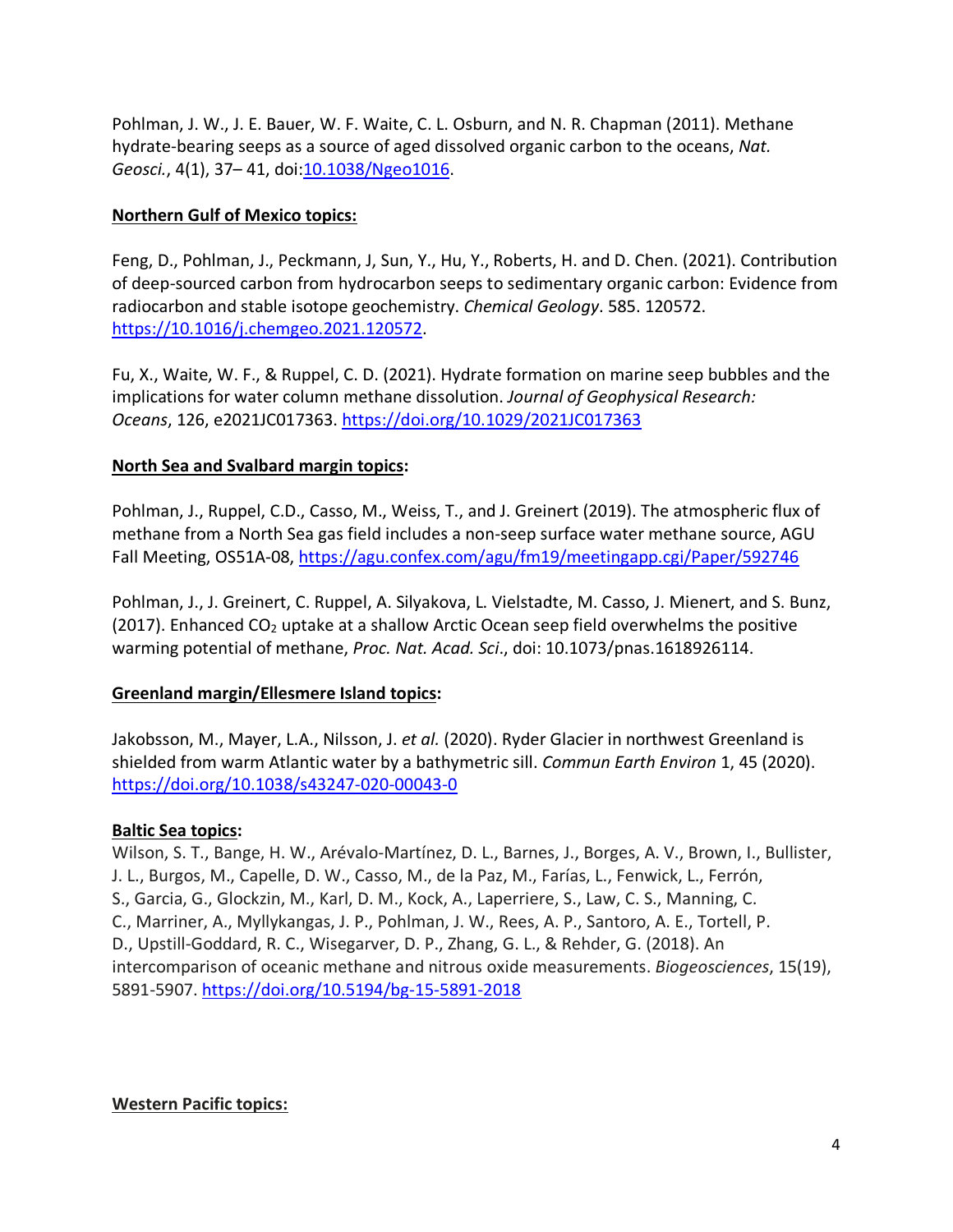Pohlman, J. W., J. E. Bauer, W. F. Waite, C. L. Osburn, and N. R. Chapman (2011). Methane hydrate-bearing seeps as a source of aged dissolved organic carbon to the oceans, *Nat. Geosci.*, 4(1), 37– 41, doi:10.1038/Ngeo1016.

**Northern Gulf of Mexico topics:**

Feng, D., Pohlman, J., Peckmann, J, Sun, Y., Hu, Y., Roberts, H. and D. Chen. (2021). Contribution of deep-sourced carbon from hydrocarbon seeps to sedimentary organic carbon: Evidence from radiocarbon and stable isotope geochemistry. *Chemical Geology*. 585. 120572. https://10.1016/j.chemgeo.2021.120572.

Fu, X., Waite, W. F., & Ruppel, C. D. (2021). Hydrate formation on marine seep bubbles and the implications for water column methane dissolution. *Journal of Geophysical Research: Oceans*, 126, e2021JC017363. https://doi.org/10.1029/2021JC017363

**North Sea and Svalbard margin topics:**

Pohlman, J., Ruppel, C.D., Casso, M., Weiss, T., and J. Greinert (2019). The atmospheric flux of methane from a North Sea gas field includes a non-seep surface water methane source, AGU Fall Meeting, OS51A-08, https://agu.confex.com/agu/fm19/meetingapp.cgi/Paper/592746

Pohlman, J., J. Greinert, C. Ruppel, A. Silyakova, L. Vielstadte, M. Casso, J. Mienert, and S. Bunz, (2017). Enhanced $CO_2$ uptake at a shallow Arctic Ocean seep field overwhelms the positive warming potential of methane, *Proc. Nat. Acad. Sci*., doi: 10.1073/pnas.1618926114.

**Greenland margin/Ellesmere Island topics:**

Jakobsson, M., Mayer, L.A., Nilsson, J. *et al.* (2020). Ryder Glacier in northwest Greenland is shielded from warm Atlantic water by a bathymetric sill. *Commun Earth Environ* 1, 45 (2020). https://doi.org/10.1038/s43247-020-00043-0

**Baltic Sea topics:**

Wilson, S. T., Bange, H. W., Arévalo-Martínez, D. L., Barnes, J., Borges, A. V., Brown, I., Bullister, J. L., Burgos, M., Capelle, D. W., Casso, M., de la Paz, M., Farías, L., Fenwick, L., Ferrón, S., Garcia, G., Glockzin, M., Karl, D. M., Kock, A., Laperriere, S., Law, C. S., Manning, C. C., Marriner, A., Myllykangas, J. P., Pohlman, J. W., Rees, A. P., Santoro, A. E., Tortell, P. D., Upstill-Goddard, R. C., Wisegarver, D. P., Zhang, G. L., & Rehder, G. (2018). An intercomparison of oceanic methane and nitrous oxide measurements. *Biogeosciences*, 15(19), 5891-5907. https://doi.org/10.5194/bg-15-5891-2018

**Western Pacific topics:**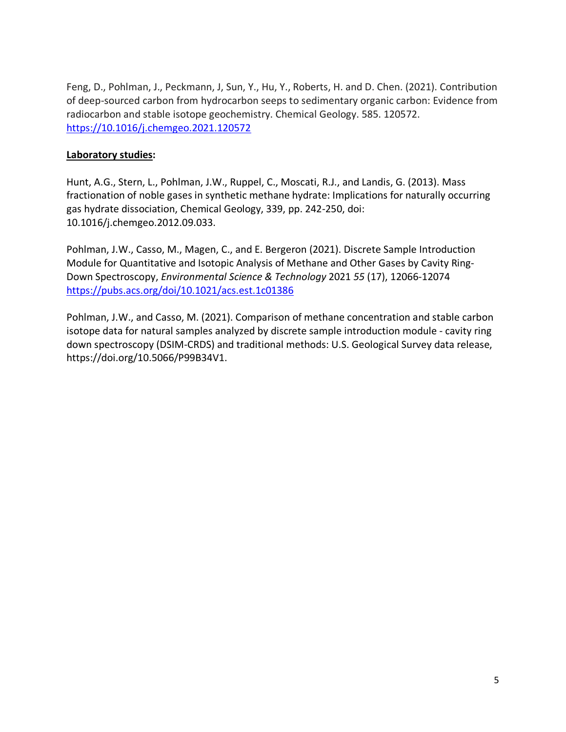Feng, D., Pohlman, J., Peckmann, J, Sun, Y., Hu, Y., Roberts, H. and D. Chen. (2021). Contribution of deep-sourced carbon from hydrocarbon seeps to sedimentary organic carbon: Evidence from radiocarbon and stable isotope geochemistry. Chemical Geology. 585. 120572. [https://10.1016/j.chemgeo.2021.120572](https://10.1016/j.chemgeo.2021.120572)

**Laboratory studies:**

Hunt, A.G., Stern, L., Pohlman, J.W., Ruppel, C., Moscati, R.J., and Landis, G. (2013). Mass fractionation of noble gases in synthetic methane hydrate: Implications for naturally occurring gas hydrate dissociation, Chemical Geology, 339, pp. 242-250, doi: 10.1016/j.chemgeo.2012.09.033.

Pohlman, J.W., Casso, M., Magen, C., and E. Bergeron (2021). Discrete Sample Introduction Module for Quantitative and Isotopic Analysis of Methane and Other Gases by Cavity Ring-Down Spectroscopy, *Environmental Science & Technology* 2021 *55* (17), 12066-12074 [https://pubs.acs.org/doi/10.1021/acs.est.1c01386](https://pubs.acs.org/doi/10.1021/acs.est.1c01386)

Pohlman, J.W., and Casso, M. (2021). Comparison of methane concentration and stable carbon isotope data for natural samples analyzed by discrete sample introduction module - cavity ring down spectroscopy (DSIM-CRDS) and traditional methods: U.S. Geological Survey data release, https://doi.org/10.5066/P99B34V1.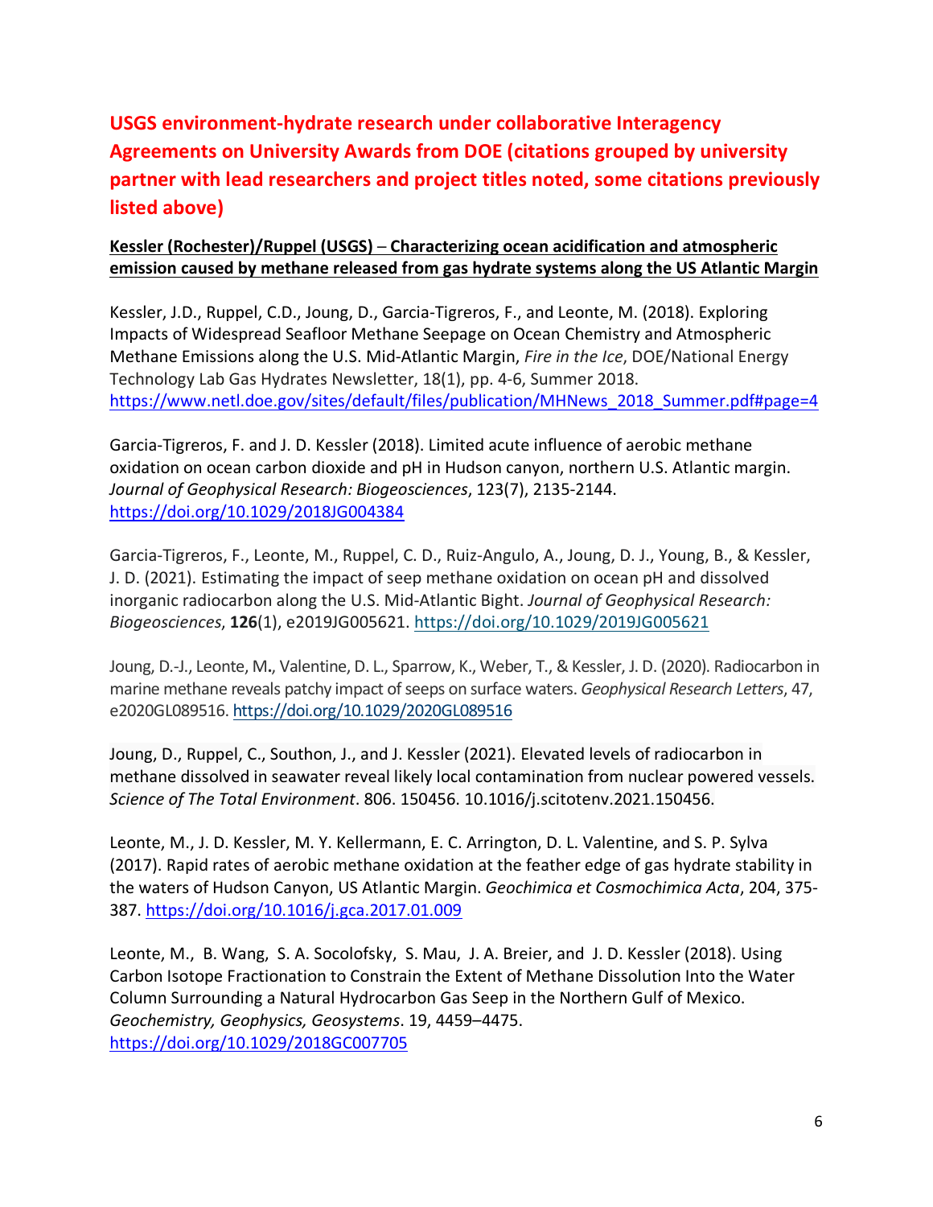## USGS environment-hydrate research under collaborative Interagency Agreements on University Awards from DOE (citations grouped by university partner with lead researchers and project titles noted, some citations previously listed above)

**Kessler (Rochester)/Ruppel (USGS) – Characterizing ocean acidification and atmospheric emission caused by methane released from gas hydrate systems along the US Atlantic Margin**

Kessler, J.D., Ruppel, C.D., Joung, D., Garcia-Tigreros, F., and Leonte, M. (2018). Exploring Impacts of Widespread Seafloor Methane Seepage on Ocean Chemistry and Atmospheric Methane Emissions along the U.S. Mid-Atlantic Margin, *Fire in the Ice*, DOE/National Energy Technology Lab Gas Hydrates Newsletter, 18(1), pp. 4-6, Summer 2018. https://www.netl.doe.gov/sites/default/files/publication/MHNews_2018_Summer.pdf#page=4

Garcia-Tigreros, F. and J. D. Kessler (2018). Limited acute influence of aerobic methane oxidation on ocean carbon dioxide and pH in Hudson canyon, northern U.S. Atlantic margin. *Journal of Geophysical Research: Biogeosciences*, 123(7), 2135-2144. https://doi.org/10.1029/2018JG004384

Garcia-Tigreros, F., Leonte, M., Ruppel, C. D., Ruiz-Angulo, A., Joung, D. J., Young, B., & Kessler, J. D. (2021). Estimating the impact of seep methane oxidation on ocean pH and dissolved inorganic radiocarbon along the U.S. Mid-Atlantic Bight. *Journal of Geophysical Research: Biogeosciences*, **126**(1), e2019JG005621. https://doi.org/10.1029/2019JG005621

Joung, D.-J., Leonte, M., Valentine, D. L., Sparrow, K., Weber, T., & Kessler, J. D. (2020). Radiocarbon in marine methane reveals patchy impact of seeps on surface waters. *Geophysical Research Letters*, 47, e2020GL089516. https://doi.org/10.1029/2020GL089516

Joung, D., Ruppel, C., Southon, J., and J. Kessler (2021). Elevated levels of radiocarbon in methane dissolved in seawater reveal likely local contamination from nuclear powered vessels. *Science of The Total Environment*. 806. 150456. 10.1016/j.scitotenv.2021.150456.

Leonte, M., J. D. Kessler, M. Y. Kellermann, E. C. Arrington, D. L. Valentine, and S. P. Sylva (2017). Rapid rates of aerobic methane oxidation at the feather edge of gas hydrate stability in the waters of Hudson Canyon, US Atlantic Margin. *Geochimica et Cosmochimica Acta*, 204, 375-387. https://doi.org/10.1016/j.gca.2017.01.009

Leonte, M., B. Wang, S. A. Socolofsky, S. Mau, J. A. Breier, and J. D. Kessler (2018). Using Carbon Isotope Fractionation to Constrain the Extent of Methane Dissolution Into the Water Column Surrounding a Natural Hydrocarbon Gas Seep in the Northern Gulf of Mexico. *Geochemistry, Geophysics, Geosystems*. 19, 4459–4475. https://doi.org/10.1029/2018GC007705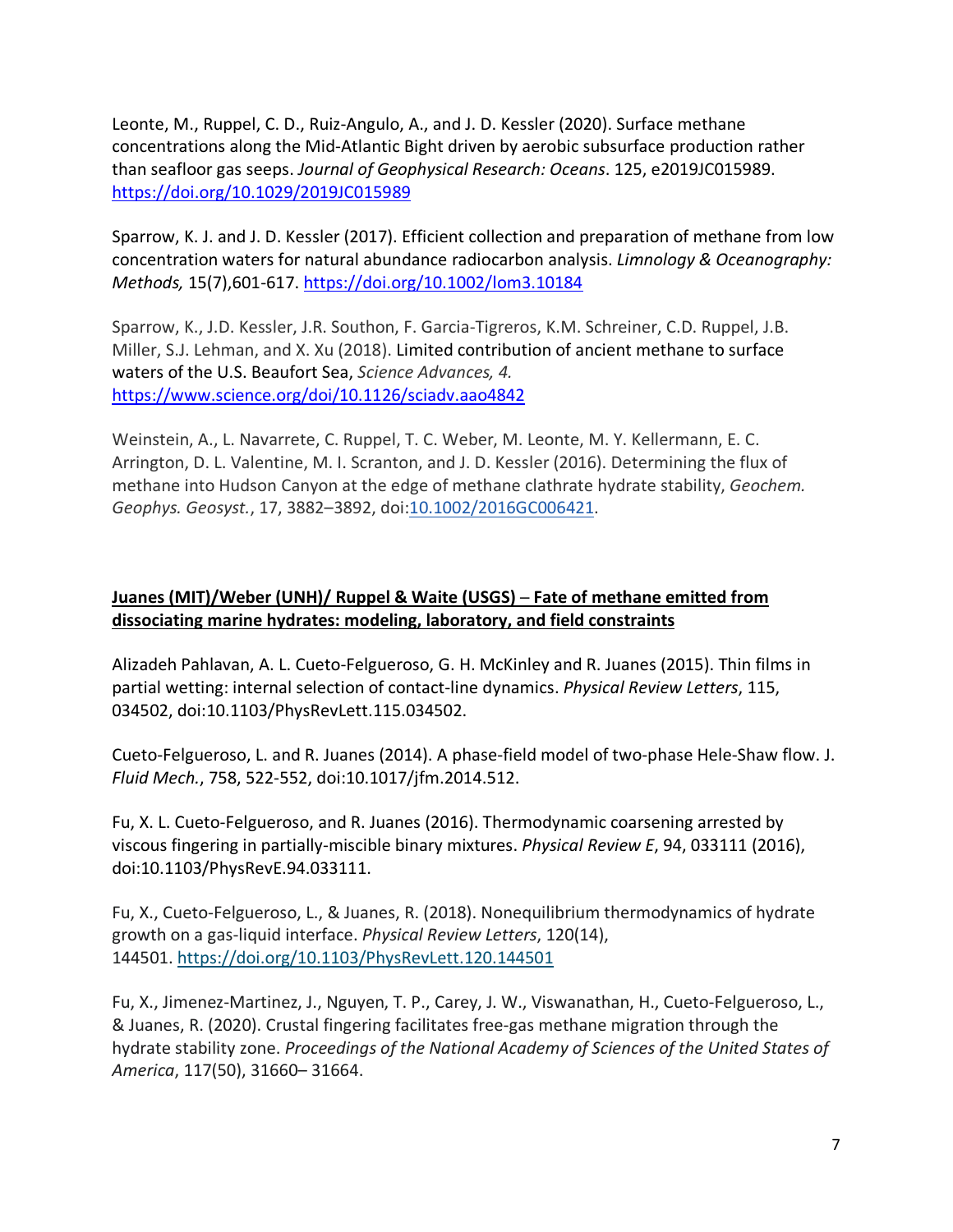Leonte, M., Ruppel, C. D., Ruiz-Angulo, A., and J. D. Kessler (2020). Surface methane concentrations along the Mid-Atlantic Bight driven by aerobic subsurface production rather than seafloor gas seeps. *Journal of Geophysical Research: Oceans*. 125, e2019JC015989. https://doi.org/10.1029/2019JC015989

Sparrow, K. J. and J. D. Kessler (2017). Efficient collection and preparation of methane from low concentration waters for natural abundance radiocarbon analysis. *Limnology & Oceanography: Methods,* 15(7),601-617. https://doi.org/10.1002/lom3.10184

Sparrow, K., J.D. Kessler, J.R. Southon, F. Garcia-Tigreros, K.M. Schreiner, C.D. Ruppel, J.B. Miller, S.J. Lehman, and X. Xu (2018). Limited contribution of ancient methane to surface waters of the U.S. Beaufort Sea, *Science Advances, 4.* https://www.science.org/doi/10.1126/sciadv.aao4842

Weinstein, A., L. Navarrete, C. Ruppel, T. C. Weber, M. Leonte, M. Y. Kellermann, E. C. Arrington, D. L. Valentine, M. I. Scranton, and J. D. Kessler (2016). Determining the flux of methane into Hudson Canyon at the edge of methane clathrate hydrate stability, *Geochem. Geophys. Geosyst.*, 17, 3882–3892, doi:10.1002/2016GC006421.

**Juanes (MIT)/Weber (UNH)/ Ruppel & Waite (USGS) – Fate of methane emitted from dissociating marine hydrates: modeling, laboratory, and field constraints**

Alizadeh Pahlavan, A. L. Cueto-Felgueroso, G. H. McKinley and R. Juanes (2015). Thin films in partial wetting: internal selection of contact-line dynamics. *Physical Review Letters*, 115, 034502, doi:10.1103/PhysRevLett.115.034502.

Cueto-Felgueroso, L. and R. Juanes (2014). A phase-field model of two-phase Hele-Shaw flow. J. *Fluid Mech.*, 758, 522-552, doi:10.1017/jfm.2014.512.

Fu, X. L. Cueto-Felgueroso, and R. Juanes (2016). Thermodynamic coarsening arrested by viscous fingering in partially-miscible binary mixtures. *Physical Review E*, 94, 033111 (2016), doi:10.1103/PhysRevE.94.033111.

Fu, X., Cueto-Felgueroso, L., & Juanes, R. (2018). Nonequilibrium thermodynamics of hydrate growth on a gas-liquid interface. *Physical Review Letters*, 120(14), 144501. https://doi.org/10.1103/PhysRevLett.120.144501

Fu, X., Jimenez-Martinez, J., Nguyen, T. P., Carey, J. W., Viswanathan, H., Cueto-Felgueroso, L., & Juanes, R. (2020). Crustal fingering facilitates free-gas methane migration through the hydrate stability zone. *Proceedings of the National Academy of Sciences of the United States of America*, 117(50), 31660– 31664.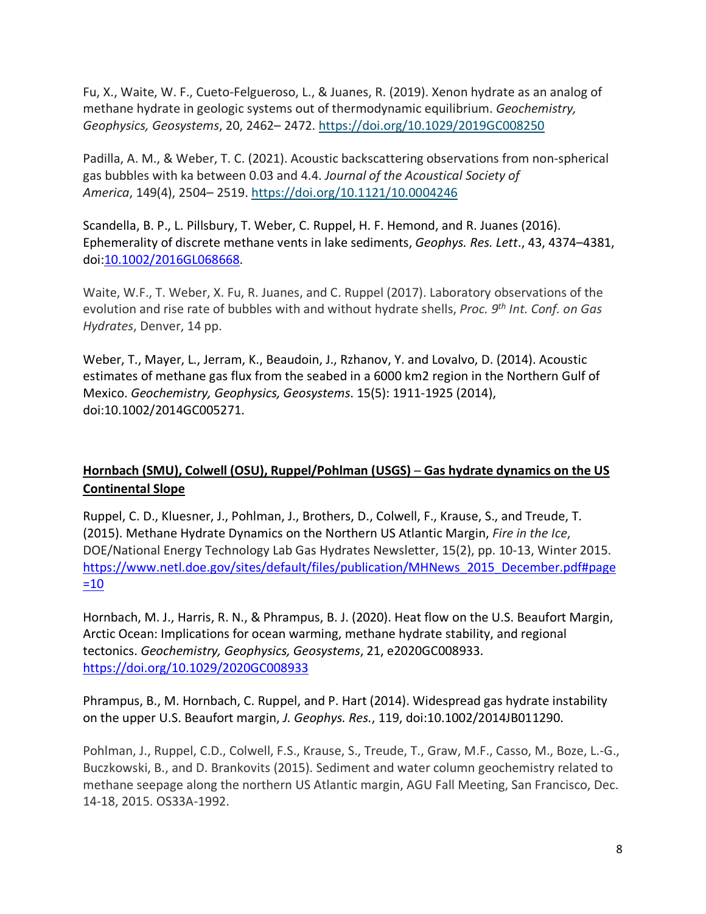Fu, X., Waite, W. F., Cueto-Felgueroso, L., & Juanes, R. (2019). Xenon hydrate as an analog of methane hydrate in geologic systems out of thermodynamic equilibrium. *Geochemistry, Geophysics, Geosystems*, 20, 2462– 2472. https://doi.org/10.1029/2019GC008250

Padilla, A. M., & Weber, T. C. (2021). Acoustic backscattering observations from non-spherical gas bubbles with ka between 0.03 and 4.4. *Journal of the Acoustical Society of America*, 149(4), 2504– 2519. https://doi.org/10.1121/10.0004246

Scandella, B. P., L. Pillsbury, T. Weber, C. Ruppel, H. F. Hemond, and R. Juanes (2016). Ephemerality of discrete methane vents in lake sediments, *Geophys. Res. Lett*., 43, 4374–4381, doi:10.1002/2016GL068668.

Waite, W.F., T. Weber, X. Fu, R. Juanes, and C. Ruppel (2017). Laboratory observations of the evolution and rise rate of bubbles with and without hydrate shells, *Proc. 9th Int. Conf. on Gas Hydrates*, Denver, 14 pp.

Weber, T., Mayer, L., Jerram, K., Beaudoin, J., Rzhanov, Y. and Lovalvo, D. (2014). Acoustic estimates of methane gas flux from the seabed in a 6000 km2 region in the Northern Gulf of Mexico. *Geochemistry, Geophysics, Geosystems*. 15(5): 1911-1925 (2014), doi:10.1002/2014GC005271.

## Hornbach (SMU), Colwell (OSU), Ruppel/Pohlman (USGS) – Gas hydrate dynamics on the US Continental Slope

Ruppel, C. D., Kluesner, J., Pohlman, J., Brothers, D., Colwell, F., Krause, S., and Treude, T. (2015). Methane Hydrate Dynamics on the Northern US Atlantic Margin, *Fire in the Ice*, DOE/National Energy Technology Lab Gas Hydrates Newsletter, 15(2), pp. 10-13, Winter 2015. https://www.netl.doe.gov/sites/default/files/publication/MHNews_2015_December.pdf#page=10

Hornbach, M. J., Harris, R. N., & Phrampus, B. J. (2020). Heat flow on the U.S. Beaufort Margin, Arctic Ocean: Implications for ocean warming, methane hydrate stability, and regional tectonics. *Geochemistry, Geophysics, Geosystems*, 21, e2020GC008933. https://doi.org/10.1029/2020GC008933

Phrampus, B., M. Hornbach, C. Ruppel, and P. Hart (2014). Widespread gas hydrate instability on the upper U.S. Beaufort margin, *J. Geophys. Res.*, 119, doi:10.1002/2014JB011290.

Pohlman, J., Ruppel, C.D., Colwell, F.S., Krause, S., Treude, T., Graw, M.F., Casso, M., Boze, L.-G., Buczkowski, B., and D. Brankovits (2015). Sediment and water column geochemistry related to methane seepage along the northern US Atlantic margin, AGU Fall Meeting, San Francisco, Dec. 14-18, 2015. OS33A-1992.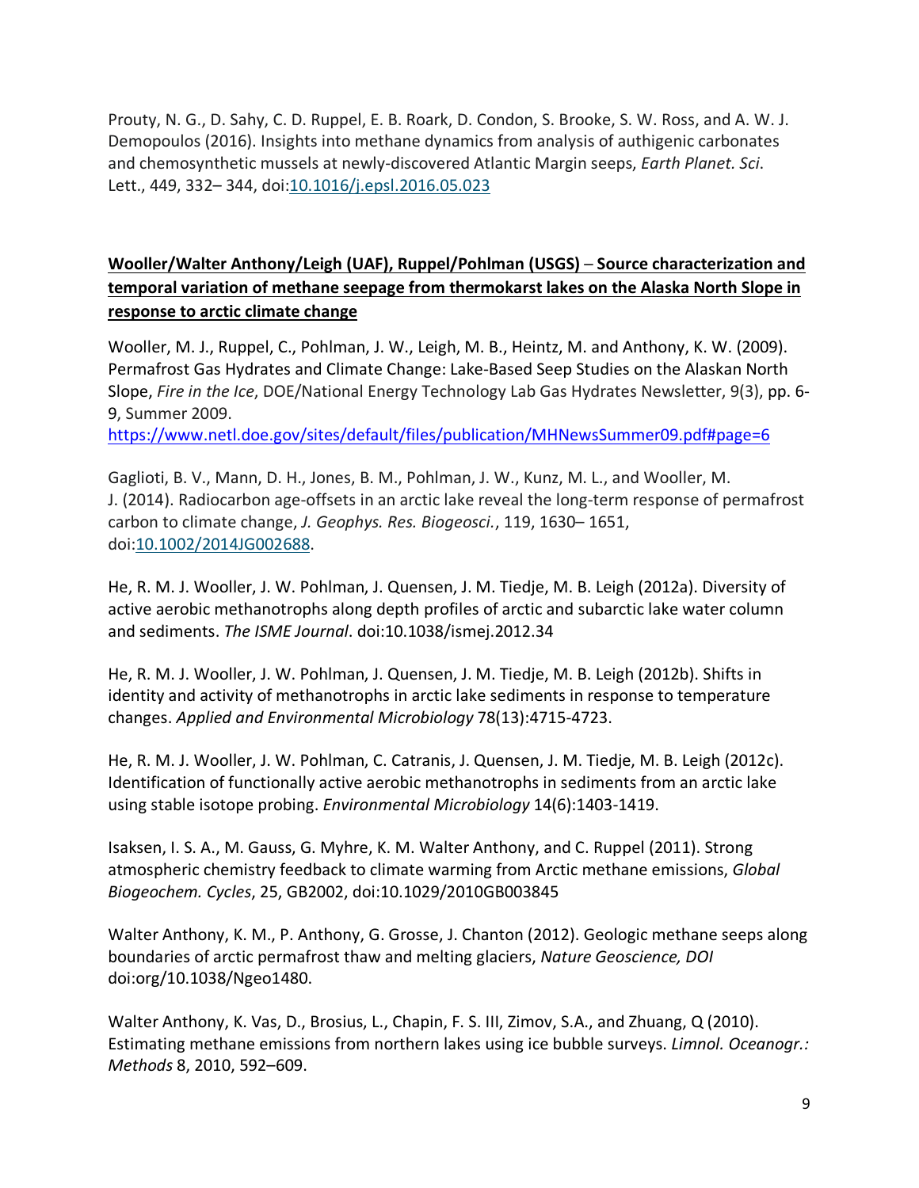Prouty, N. G., D. Sahy, C. D. Ruppel, E. B. Roark, D. Condon, S. Brooke, S. W. Ross, and A. W. J. Demopoulos (2016). Insights into methane dynamics from analysis of authigenic carbonates and chemosynthetic mussels at newly-discovered Atlantic Margin seeps, *Earth Planet. Sci*. Lett., 449, 332– 344, doi:[10.1016/j.epsl.2016.05.023](10.1016/j.epsl.2016.05.023)

**<u>Wooller/Walter Anthony/Leigh (UAF), Ruppel/Pohlman (USGS) – Source characterization and temporal variation of methane seepage from thermokarst lakes on the Alaska North Slope in response to arctic climate change</u>**

Wooller, M. J., Ruppel, C., Pohlman, J. W., Leigh, M. B., Heintz, M. and Anthony, K. W. (2009). Permafrost Gas Hydrates and Climate Change: Lake-Based Seep Studies on the Alaskan North Slope, *Fire in the Ice*, DOE/National Energy Technology Lab Gas Hydrates Newsletter, 9(3), pp. 6-9, Summer 2009.
https://www.netl.doe.gov/sites/default/files/publication/MHNewsSummer09.pdf#page=6

Gaglioti, B. V., Mann, D. H., Jones, B. M., Pohlman, J. W., Kunz, M. L., and Wooller, M. J. (2014). Radiocarbon age-offsets in an arctic lake reveal the long-term response of permafrost carbon to climate change, *J. Geophys. Res. Biogeosci.*, 119, 1630– 1651, doi:[10.1002/2014JG002688](10.1002/2014JG002688).

He, R. M. J. Wooller, J. W. Pohlman, J. Quensen, J. M. Tiedje, M. B. Leigh (2012a). Diversity of active aerobic methanotrophs along depth profiles of arctic and subarctic lake water column and sediments. *The ISME Journal*. doi:10.1038/ismej.2012.34

He, R. M. J. Wooller, J. W. Pohlman, J. Quensen, J. M. Tiedje, M. B. Leigh (2012b). Shifts in identity and activity of methanotrophs in arctic lake sediments in response to temperature changes. *Applied and Environmental Microbiology* 78(13):4715-4723.

He, R. M. J. Wooller, J. W. Pohlman, C. Catranis, J. Quensen, J. M. Tiedje, M. B. Leigh (2012c). Identification of functionally active aerobic methanotrophs in sediments from an arctic lake using stable isotope probing. *Environmental Microbiology* 14(6):1403-1419.

Isaksen, I. S. A., M. Gauss, G. Myhre, K. M. Walter Anthony, and C. Ruppel (2011). Strong atmospheric chemistry feedback to climate warming from Arctic methane emissions, *Global Biogeochem. Cycles*, 25, GB2002, doi:10.1029/2010GB003845

Walter Anthony, K. M., P. Anthony, G. Grosse, J. Chanton (2012). Geologic methane seeps along boundaries of arctic permafrost thaw and melting glaciers, *Nature Geoscience, DOI* doi:org/10.1038/Ngeo1480.

Walter Anthony, K. Vas, D., Brosius, L., Chapin, F. S. III, Zimov, S.A., and Zhuang, Q (2010). Estimating methane emissions from northern lakes using ice bubble surveys. *Limnol. Oceanogr.: Methods* 8, 2010, 592–609.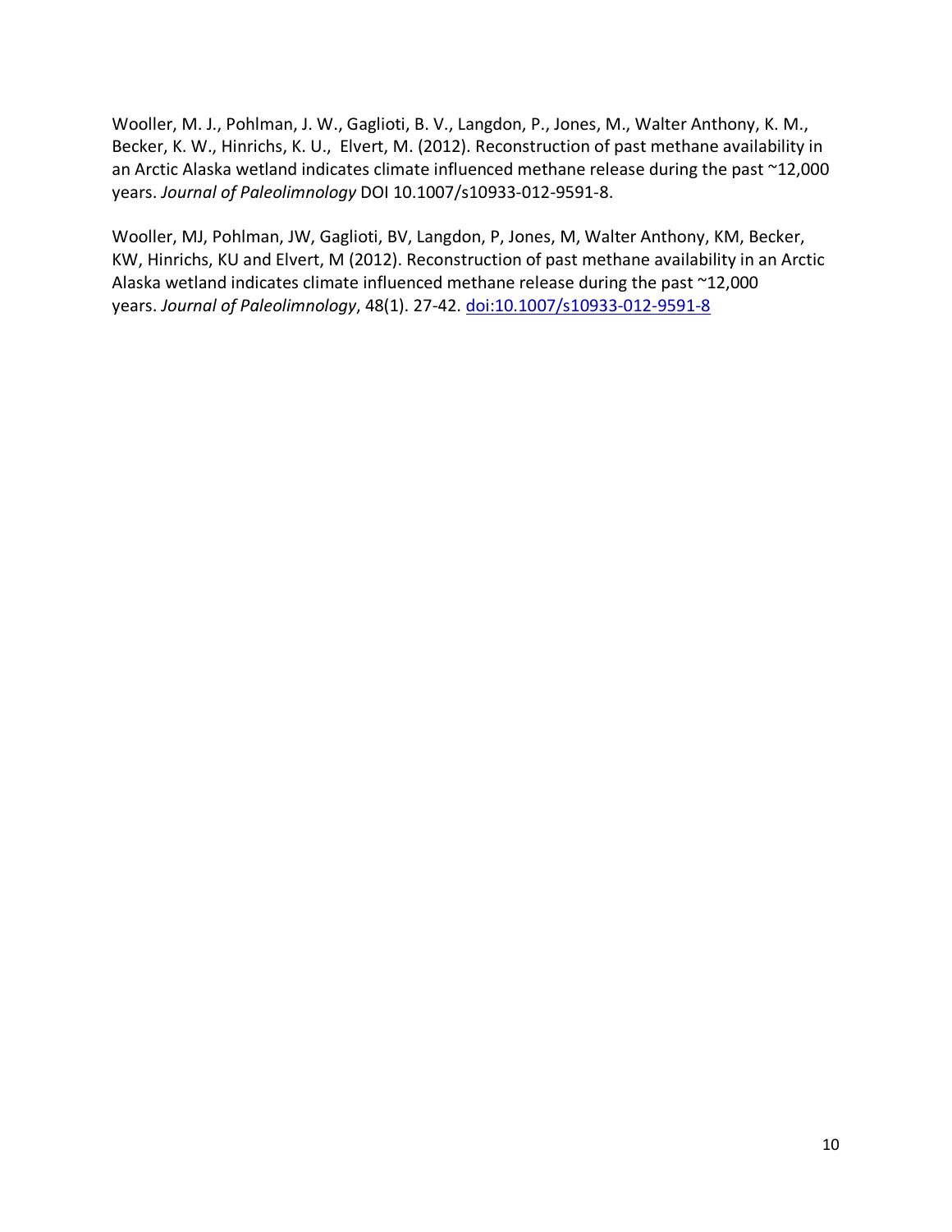Wooller, M. J., Pohlman, J. W., Gaglioti, B. V., Langdon, P., Jones, M., Walter Anthony, K. M., Becker, K. W., Hinrichs, K. U., Elvert, M. (2012). Reconstruction of past methane availability in an Arctic Alaska wetland indicates climate influenced methane release during the past ~12,000 years. *Journal of Paleolimnology* DOI 10.1007/s10933-012-9591-8.

Wooller, MJ, Pohlman, JW, Gaglioti, BV, Langdon, P, Jones, M, Walter Anthony, KM, Becker, KW, Hinrichs, KU and Elvert, M (2012). Reconstruction of past methane availability in an Arctic Alaska wetland indicates climate influenced methane release during the past ~12,000 years. *Journal of Paleolimnology*, 48(1). 27-42. [doi:10.1007/s10933-012-9591-8](https://doi.org/10.1007/s10933-012-9591-8)